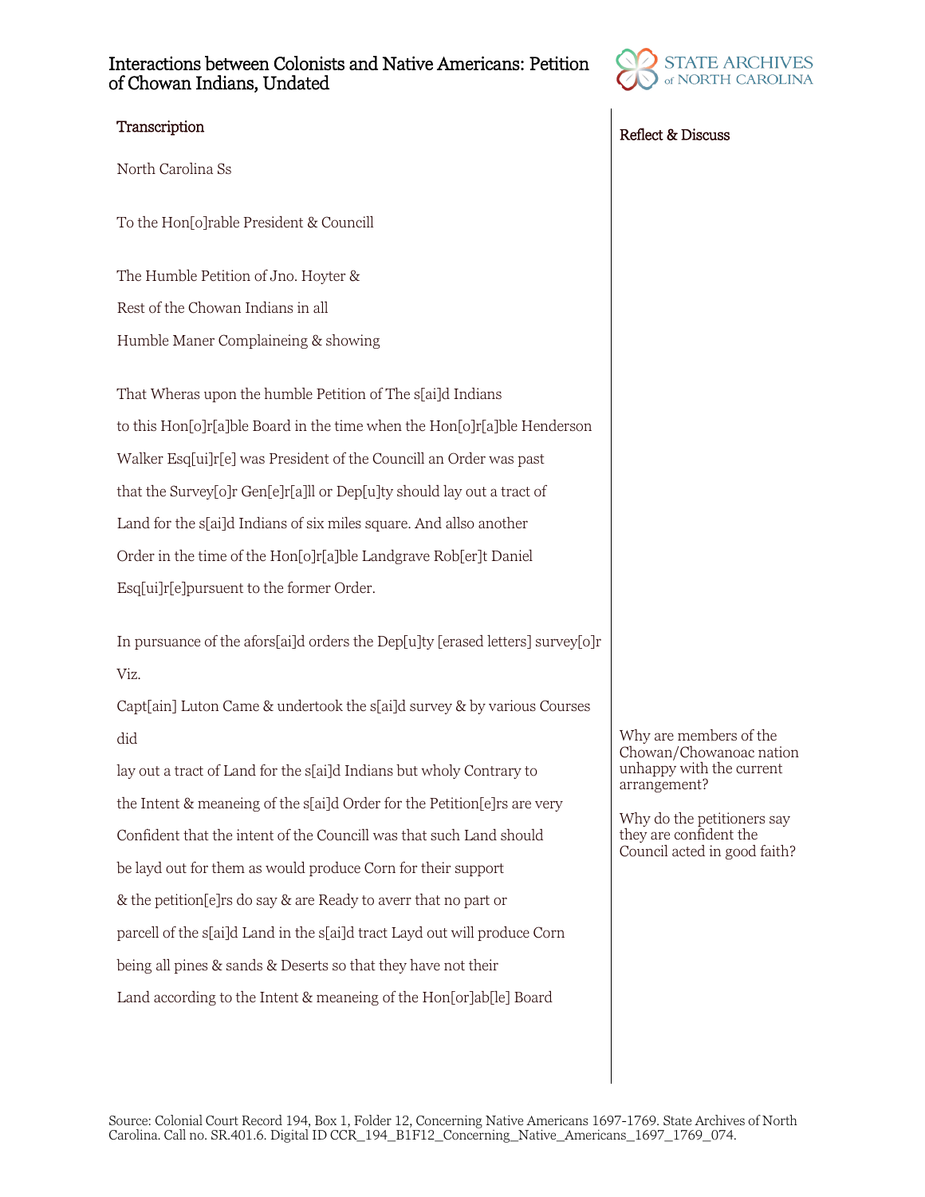# Interactions between Colonists and Native Americans: Petition of Chowan Indians, Undated

## Transcription

North Carolina Ss

To the Hon[o]rable President & Councill

The Humble Petition of Jno. Hoyter &

Rest of the Chowan Indians in all

Humble Maner Complaineing & showing

That Wheras upon the humble Petition of The s[ai]d Indians

to this Hon[o]r[a]ble Board in the time when the Hon[o]r[a]ble Henderson

Walker Esq[ui]r[e] was President of the Councill an Order was past

that the Survey[o]r Gen[e]r[a]ll or Dep[u]ty should lay out a tract of

Land for the s[ai]d Indians of six miles square. And allso another

Order in the time of the Hon[o]r[a]ble Landgrave Rob[er]t Daniel

Esq[ui]r[e]pursuent to the former Order.

In pursuance of the afors[ai]d orders the Dep[u]ty [erased letters] survey[o]r

Viz.

Capt[ain] Luton Came & undertook the s[ai]d survey & by various Courses

did

lay out a tract of Land for the s[ai]d Indians but wholy Contrary to

the Intent & meaneing of the s[ai]d Order for the Petition[e]rs are very

Confident that the intent of the Councill was that such Land should

be layd out for them as would produce Corn for their support

& the petition[e]rs do say & are Ready to averr that no part or

parcell of the s[ai]d Land in the s[ai]d tract Layd out will produce Corn

being all pines & sands & Deserts so that they have not their

Land according to the Intent & meaneing of the Hon[or]ab[le] Board

## Reflect & Discuss

Why are members of the Chowan/Chowanoac nation unhappy with the current arrangement?

Why do the petitioners say they are confident the Council acted in good faith?

Source: Colonial Court Record 194, Box 1, Folder 12, Concerning Native Americans 1697-1769. State Archives of North Carolina. Call no. SR.401.6. Digital ID CCR_194_B1F12_Concerning_Native_Americans_1697_1769_074.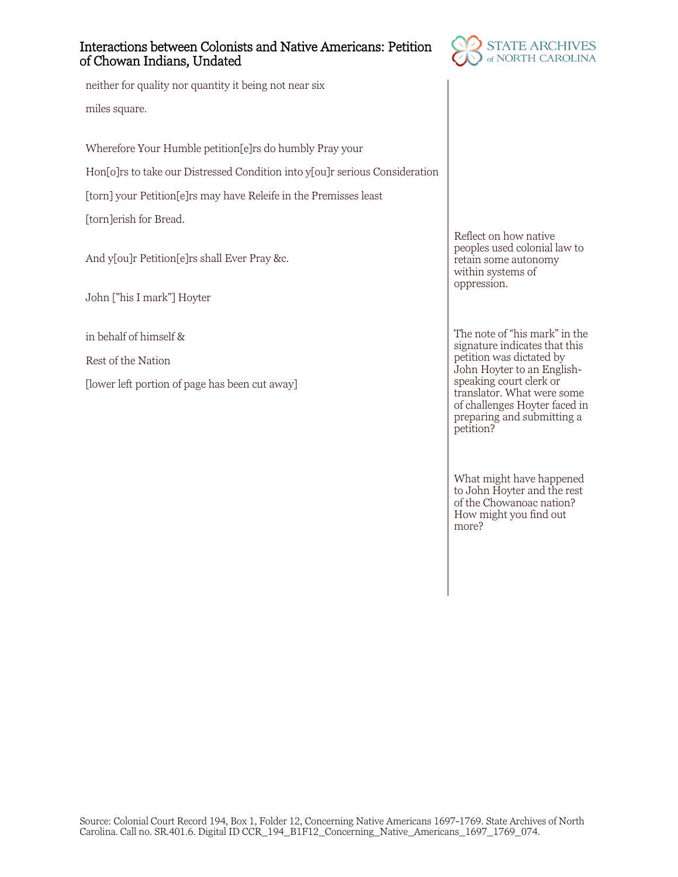neither for quality nor quantity it being not near six

miles square.

Wherefore Your Humble petition[e]rs do humbly Pray your

Hon[o]rs to take our Distressed Condition into y[ou]r serious Consideration

[torn] your Petition[e]rs may have Releife in the Premisses least

[torn]erish for Bread.

And y[ou]r Petition[e]rs shall Ever Pray &c.

John ["his I mark"] Hoyter

in behalf of himself &

Rest of the Nation

[lower left portion of page has been cut away]

Reflect on how native peoples used colonial law to retain some autonomy within systems of oppression.

The note of "his mark" in the signature indicates that this petition was dictated by John Hoyter to an English-speaking court clerk or translator. What were some of challenges Hoyter faced in preparing and submitting a petition?

What might have happened to John Hoyter and the rest of the Chowanoac nation? How might you find out more?

Source: Colonial Court Record 194, Box 1, Folder 12, Concerning Native Americans 1697-1769. State Archives of North Carolina. Call no. SR.401.6. Digital ID CCR_194_B1F12_Concerning_Native_Americans_1697_1769_074.